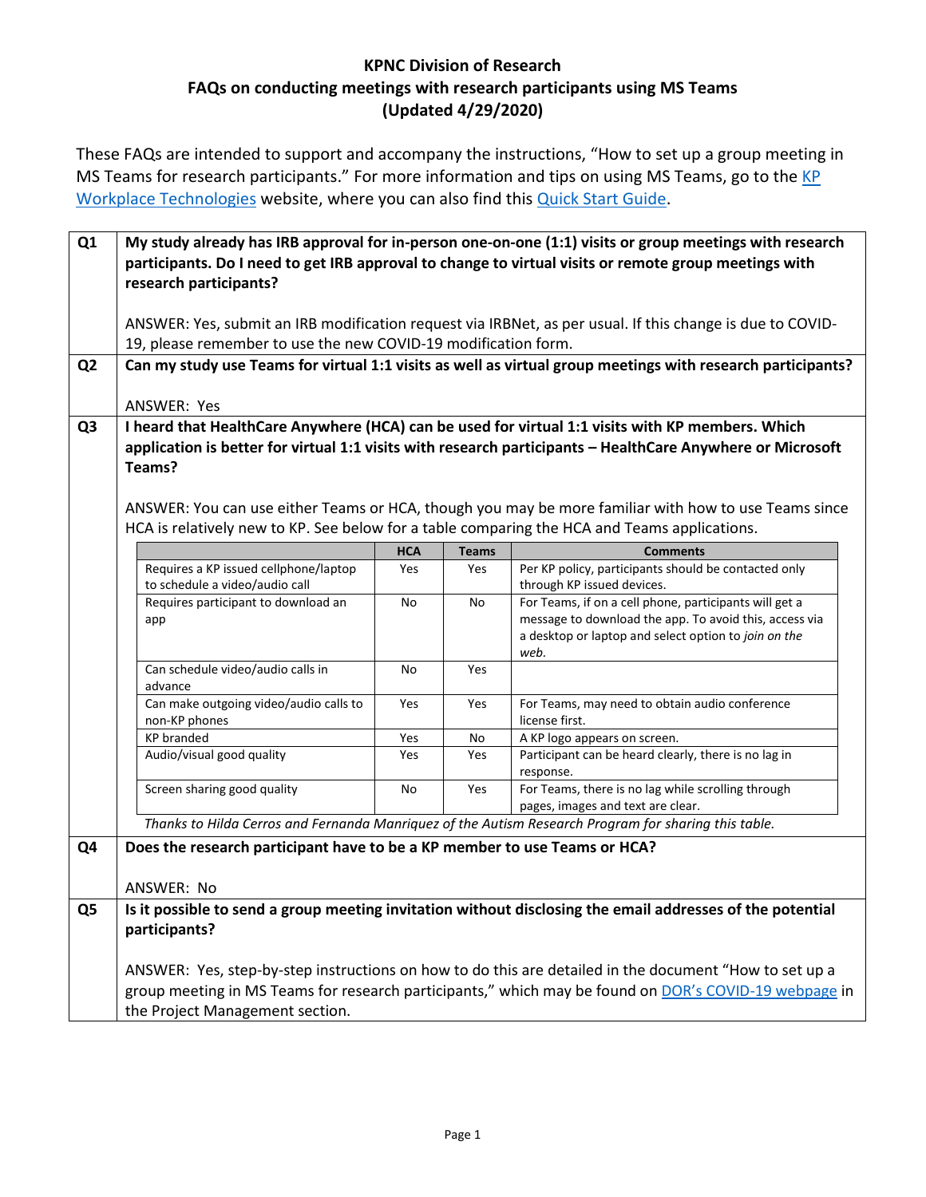# KPNC Division of Research
## FAQs on conducting meetings with research participants using MS Teams
### (Updated 4/29/2020)

These FAQs are intended to support and accompany the instructions, "How to set up a group meeting in MS Teams for research participants." For more information and tips on using MS Teams, go to the KP Workplace Technologies website, where you can also find this Quick Start Guide.

**Q1** **My study already has IRB approval for in-person one-on-one (1:1) visits or group meetings with research participants. Do I need to get IRB approval to change to virtual visits or remote group meetings with research participants?**

ANSWER: Yes, submit an IRB modification request via IRBNet, as per usual. If this change is due to COVID-19, please remember to use the new COVID-19 modification form.

**Q2** **Can my study use Teams for virtual 1:1 visits as well as virtual group meetings with research participants?**

ANSWER: Yes

**Q3** **I heard that HealthCare Anywhere (HCA) can be used for virtual 1:1 visits with KP members. Which application is better for virtual 1:1 visits with research participants – HealthCare Anywhere or Microsoft Teams?**

ANSWER: You can use either Teams or HCA, though you may be more familiar with how to use Teams since HCA is relatively new to KP. See below for a table comparing the HCA and Teams applications.

| | HCA | Teams | Comments |
|---|---|---|---|
| Requires a KP issued cellphone/laptop to schedule a video/audio call | Yes | Yes | Per KP policy, participants should be contacted only through KP issued devices. |
| Requires participant to download an app | No | No | For Teams, if on a cell phone, participants will get a message to download the app. To avoid this, access via a desktop or laptop and select option to *join on the web*. |
| Can schedule video/audio calls in advance | No | Yes | |
| Can make outgoing video/audio calls to non-KP phones | Yes | Yes | For Teams, may need to obtain audio conference license first. |
| KP branded | Yes | No | A KP logo appears on screen. |
| Audio/visual good quality | Yes | Yes | Participant can be heard clearly, there is no lag in response. |
| Screen sharing good quality | No | Yes | For Teams, there is no lag while scrolling through pages, images and text are clear. |

*Thanks to Hilda Cerros and Fernanda Manriquez of the Autism Research Program for sharing this table.*

**Q4** **Does the research participant have to be a KP member to use Teams or HCA?**

ANSWER: No

**Q5** **Is it possible to send a group meeting invitation without disclosing the email addresses of the potential participants?**

ANSWER: Yes, step-by-step instructions on how to do this are detailed in the document "How to set up a group meeting in MS Teams for research participants," which may be found on DOR's COVID-19 webpage in the Project Management section.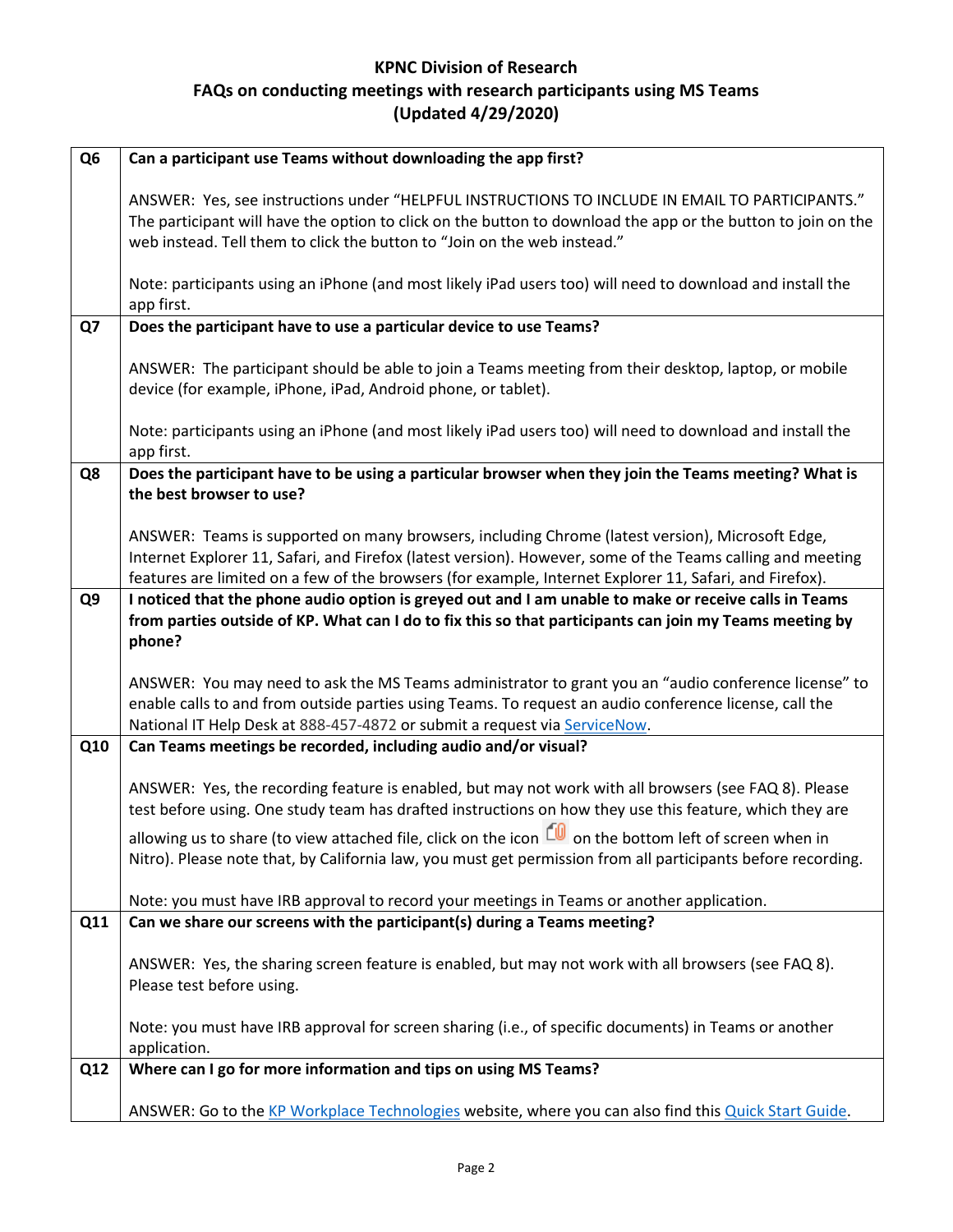# KPNC Division of Research
## FAQs on conducting meetings with research participants using MS Teams
### (Updated 4/29/2020)

| | |
|---|---|
| **Q6** | **Can a participant use Teams without downloading the app first?**<br><br>ANSWER: Yes, see instructions under "HELPFUL INSTRUCTIONS TO INCLUDE IN EMAIL TO PARTICIPANTS." The participant will have the option to click on the button to download the app or the button to join on the web instead. Tell them to click the button to "Join on the web instead."<br><br>Note: participants using an iPhone (and most likely iPad users too) will need to download and install the app first. |
| **Q7** | **Does the participant have to use a particular device to use Teams?**<br><br>ANSWER: The participant should be able to join a Teams meeting from their desktop, laptop, or mobile device (for example, iPhone, iPad, Android phone, or tablet).<br><br>Note: participants using an iPhone (and most likely iPad users too) will need to download and install the app first. |
| **Q8** | **Does the participant have to be using a particular browser when they join the Teams meeting? What is the best browser to use?**<br><br>ANSWER: Teams is supported on many browsers, including Chrome (latest version), Microsoft Edge, Internet Explorer 11, Safari, and Firefox (latest version). However, some of the Teams calling and meeting features are limited on a few of the browsers (for example, Internet Explorer 11, Safari, and Firefox). |
| **Q9** | **I noticed that the phone audio option is greyed out and I am unable to make or receive calls in Teams from parties outside of KP. What can I do to fix this so that participants can join my Teams meeting by phone?**<br><br>ANSWER: You may need to ask the MS Teams administrator to grant you an "audio conference license" to enable calls to and from outside parties using Teams. To request an audio conference license, call the National IT Help Desk at 888-457-4872 or submit a request via ServiceNow. |
| **Q10** | **Can Teams meetings be recorded, including audio and/or visual?**<br><br>ANSWER: Yes, the recording feature is enabled, but may not work with all browsers (see FAQ 8). Please test before using. One study team has drafted instructions on how they use this feature, which they are allowing us to share (to view attached file, click on the icon on the bottom left of screen when in Nitro). Please note that, by California law, you must get permission from all participants before recording.<br><br>Note: you must have IRB approval to record your meetings in Teams or another application. |
| **Q11** | **Can we share our screens with the participant(s) during a Teams meeting?**<br><br>ANSWER: Yes, the sharing screen feature is enabled, but may not work with all browsers (see FAQ 8). Please test before using.<br><br>Note: you must have IRB approval for screen sharing (i.e., of specific documents) in Teams or another application. |
| **Q12** | **Where can I go for more information and tips on using MS Teams?**<br><br>ANSWER: Go to the KP Workplace Technologies website, where you can also find this Quick Start Guide. |